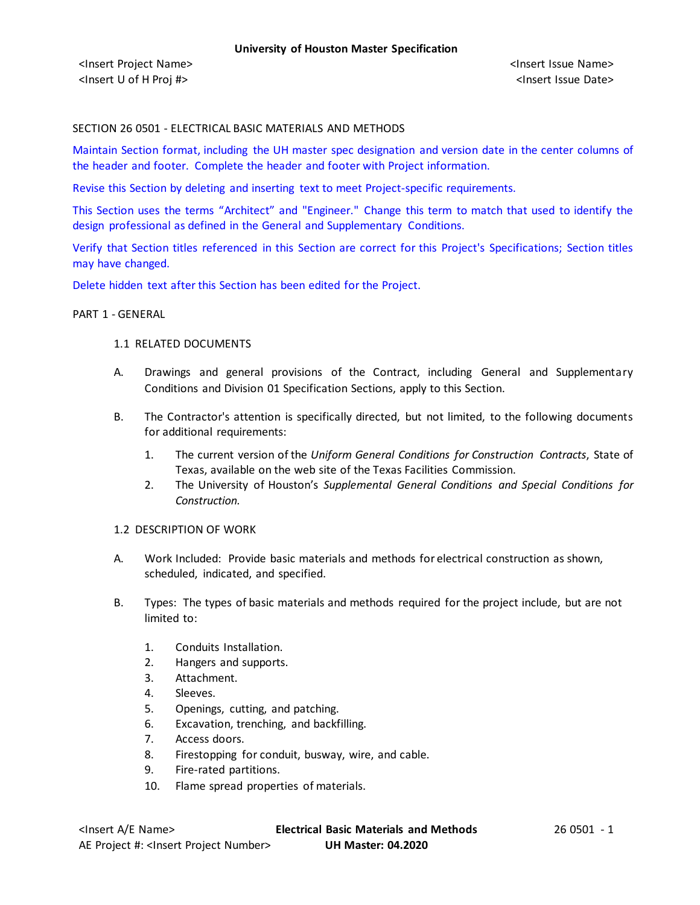SECTION 26 0501 - ELECTRICAL BASIC MATERIALS AND METHODS

Maintain Section format, including the UH master spec designation and version date in the center columns of the header and footer. Complete the header and footer with Project information.

Revise this Section by deleting and inserting text to meet Project-specific requirements.

This Section uses the terms "Architect" and "Engineer." Change this term to match that used to identify the design professional as defined in the General and Supplementary Conditions.

Verify that Section titles referenced in this Section are correct for this Project's Specifications; Section titles may have changed.

Delete hidden text after this Section has been edited for the Project.

## PART 1 - GENERAL

### 1.1 RELATED DOCUMENTS

A. Drawings and general provisions of the Contract, including General and Supplementary Conditions and Division 01 Specification Sections, apply to this Section.

B. The Contractor's attention is specifically directed, but not limited, to the following documents for additional requirements:

1. The current version of the *Uniform General Conditions for Construction Contracts*, State of Texas, available on the web site of the Texas Facilities Commission.
2. The University of Houston's *Supplemental General Conditions and Special Conditions for Construction.*

### 1.2 DESCRIPTION OF WORK

A. Work Included: Provide basic materials and methods for electrical construction as shown, scheduled, indicated, and specified.

B. Types: The types of basic materials and methods required for the project include, but are not limited to:

1. Conduits Installation.
2. Hangers and supports.
3. Attachment.
4. Sleeves.
5. Openings, cutting, and patching.
6. Excavation, trenching, and backfilling.
7. Access doors.
8. Firestopping for conduit, busway, wire, and cable.
9. Fire-rated partitions.
10. Flame spread properties of materials.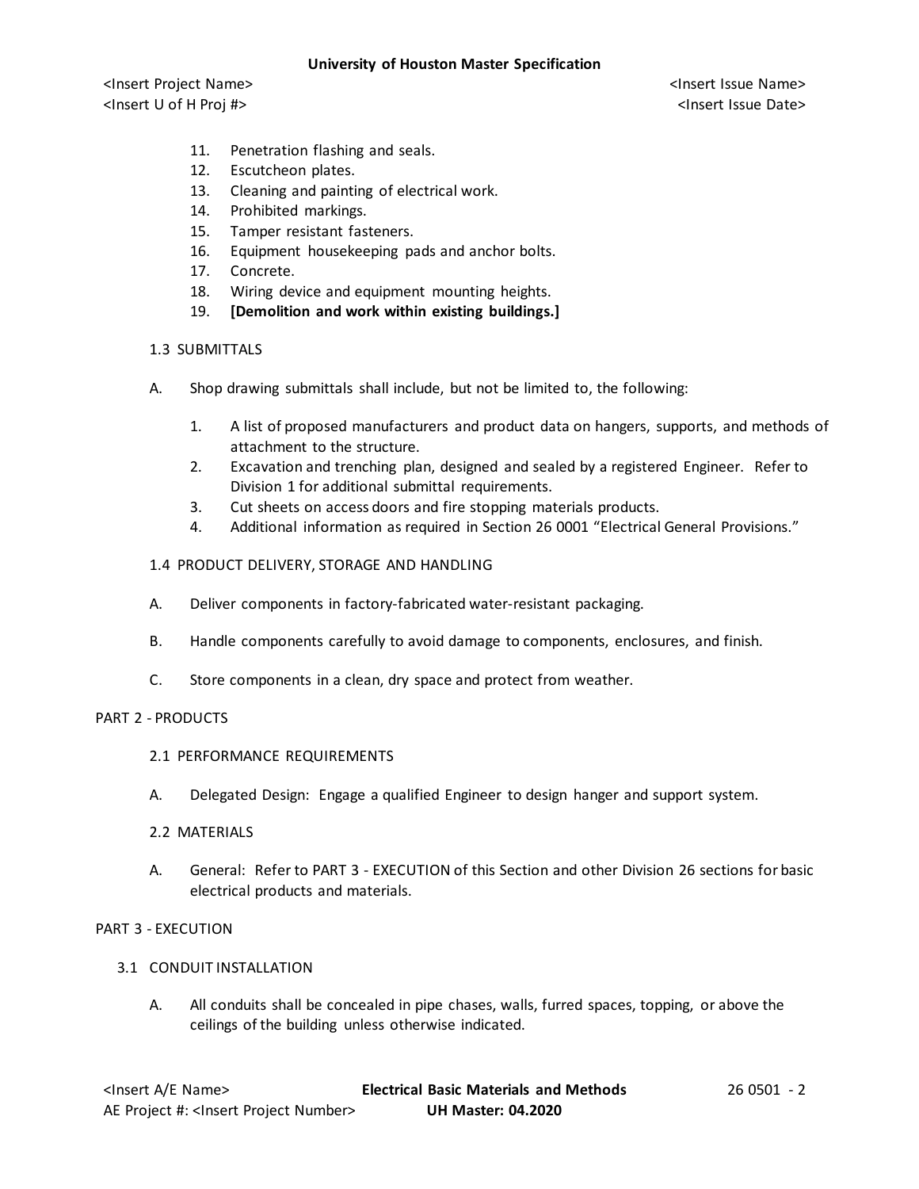11. Penetration flashing and seals.
12. Escutcheon plates.
13. Cleaning and painting of electrical work.
14. Prohibited markings.
15. Tamper resistant fasteners.
16. Equipment housekeeping pads and anchor bolts.
17. Concrete.
18. Wiring device and equipment mounting heights.
19. **[Demolition and work within existing buildings.]**

### 1.3 SUBMITTALS

A. Shop drawing submittals shall include, but not be limited to, the following:

1. A list of proposed manufacturers and product data on hangers, supports, and methods of attachment to the structure.
2. Excavation and trenching plan, designed and sealed by a registered Engineer. Refer to Division 1 for additional submittal requirements.
3. Cut sheets on access doors and fire stopping materials products.
4. Additional information as required in Section 26 0001 "Electrical General Provisions."

### 1.4 PRODUCT DELIVERY, STORAGE AND HANDLING

A. Deliver components in factory-fabricated water-resistant packaging.

B. Handle components carefully to avoid damage to components, enclosures, and finish.

C. Store components in a clean, dry space and protect from weather.

## PART 2 - PRODUCTS

### 2.1 PERFORMANCE REQUIREMENTS

A. Delegated Design: Engage a qualified Engineer to design hanger and support system.

### 2.2 MATERIALS

A. General: Refer to PART 3 - EXECUTION of this Section and other Division 26 sections for basic electrical products and materials.

## PART 3 - EXECUTION

### 3.1 CONDUIT INSTALLATION

A. All conduits shall be concealed in pipe chases, walls, furred spaces, topping, or above the ceilings of the building unless otherwise indicated.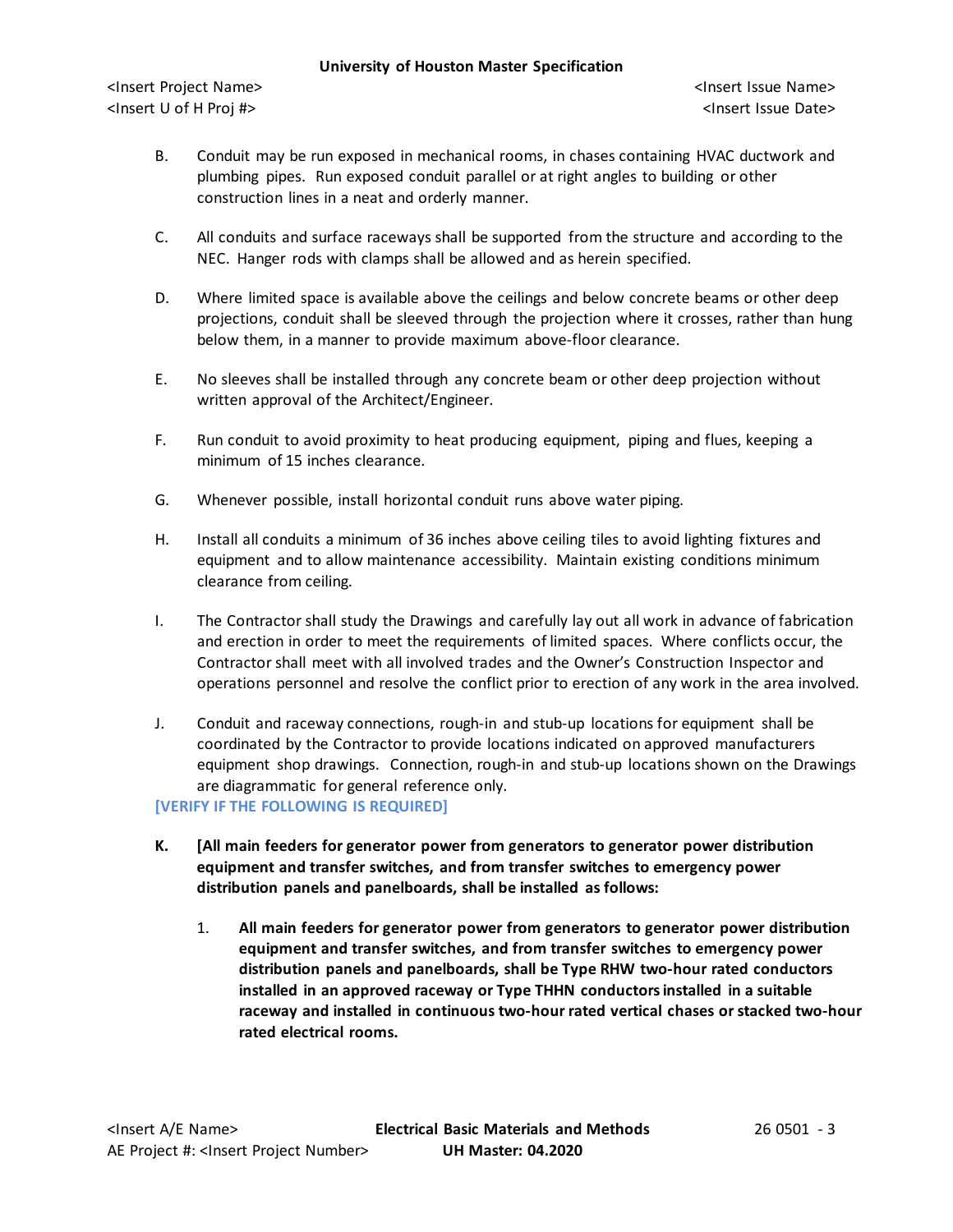B. Conduit may be run exposed in mechanical rooms, in chases containing HVAC ductwork and plumbing pipes. Run exposed conduit parallel or at right angles to building or other construction lines in a neat and orderly manner.

C. All conduits and surface raceways shall be supported from the structure and according to the NEC. Hanger rods with clamps shall be allowed and as herein specified.

D. Where limited space is available above the ceilings and below concrete beams or other deep projections, conduit shall be sleeved through the projection where it crosses, rather than hung below them, in a manner to provide maximum above-floor clearance.

E. No sleeves shall be installed through any concrete beam or other deep projection without written approval of the Architect/Engineer.

F. Run conduit to avoid proximity to heat producing equipment, piping and flues, keeping a minimum of 15 inches clearance.

G. Whenever possible, install horizontal conduit runs above water piping.

H. Install all conduits a minimum of 36 inches above ceiling tiles to avoid lighting fixtures and equipment and to allow maintenance accessibility. Maintain existing conditions minimum clearance from ceiling.

I. The Contractor shall study the Drawings and carefully lay out all work in advance of fabrication and erection in order to meet the requirements of limited spaces. Where conflicts occur, the Contractor shall meet with all involved trades and the Owner's Construction Inspector and operations personnel and resolve the conflict prior to erection of any work in the area involved.

J. Conduit and raceway connections, rough-in and stub-up locations for equipment shall be coordinated by the Contractor to provide locations indicated on approved manufacturers equipment shop drawings. Connection, rough-in and stub-up locations shown on the Drawings are diagrammatic for general reference only.

**[VERIFY IF THE FOLLOWING IS REQUIRED]**

**K. [All main feeders for generator power from generators to generator power distribution equipment and transfer switches, and from transfer switches to emergency power distribution panels and panelboards, shall be installed as follows:**

1. **All main feeders for generator power from generators to generator power distribution equipment and transfer switches, and from transfer switches to emergency power distribution panels and panelboards, shall be Type RHW two-hour rated conductors installed in an approved raceway or Type THHN conductors installed in a suitable raceway and installed in continuous two-hour rated vertical chases or stacked two-hour rated electrical rooms.**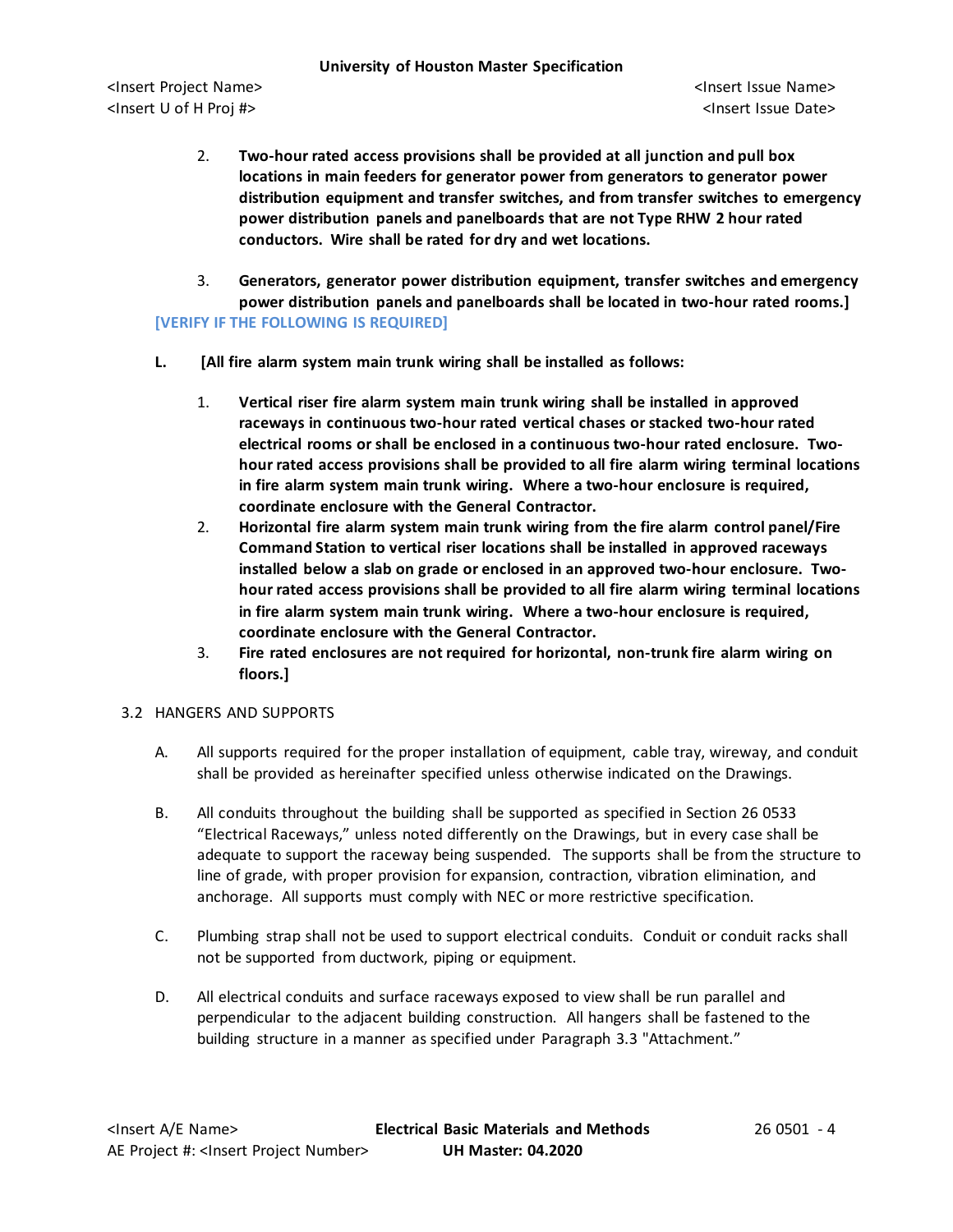2. **Two-hour rated access provisions shall be provided at all junction and pull box locations in main feeders for generator power from generators to generator power distribution equipment and transfer switches, and from transfer switches to emergency power distribution panels and panelboards that are not Type RHW 2 hour rated conductors. Wire shall be rated for dry and wet locations.**

3. **Generators, generator power distribution equipment, transfer switches and emergency power distribution panels and panelboards shall be located in two-hour rated rooms.]**

[VERIFY IF THE FOLLOWING IS REQUIRED]

**L. [All fire alarm system main trunk wiring shall be installed as follows:**

1. **Vertical riser fire alarm system main trunk wiring shall be installed in approved raceways in continuous two-hour rated vertical chases or stacked two-hour rated electrical rooms or shall be enclosed in a continuous two-hour rated enclosure. Two-hour rated access provisions shall be provided to all fire alarm wiring terminal locations in fire alarm system main trunk wiring. Where a two-hour enclosure is required, coordinate enclosure with the General Contractor.**
2. **Horizontal fire alarm system main trunk wiring from the fire alarm control panel/Fire Command Station to vertical riser locations shall be installed in approved raceways installed below a slab on grade or enclosed in an approved two-hour enclosure. Two-hour rated access provisions shall be provided to all fire alarm wiring terminal locations in fire alarm system main trunk wiring. Where a two-hour enclosure is required, coordinate enclosure with the General Contractor.**
3. **Fire rated enclosures are not required for horizontal, non-trunk fire alarm wiring on floors.]**

## 3.2 HANGERS AND SUPPORTS

A. All supports required for the proper installation of equipment, cable tray, wireway, and conduit shall be provided as hereinafter specified unless otherwise indicated on the Drawings.

B. All conduits throughout the building shall be supported as specified in Section 26 0533 "Electrical Raceways," unless noted differently on the Drawings, but in every case shall be adequate to support the raceway being suspended. The supports shall be from the structure to line of grade, with proper provision for expansion, contraction, vibration elimination, and anchorage. All supports must comply with NEC or more restrictive specification.

C. Plumbing strap shall not be used to support electrical conduits. Conduit or conduit racks shall not be supported from ductwork, piping or equipment.

D. All electrical conduits and surface raceways exposed to view shall be run parallel and perpendicular to the adjacent building construction. All hangers shall be fastened to the building structure in a manner as specified under Paragraph 3.3 "Attachment."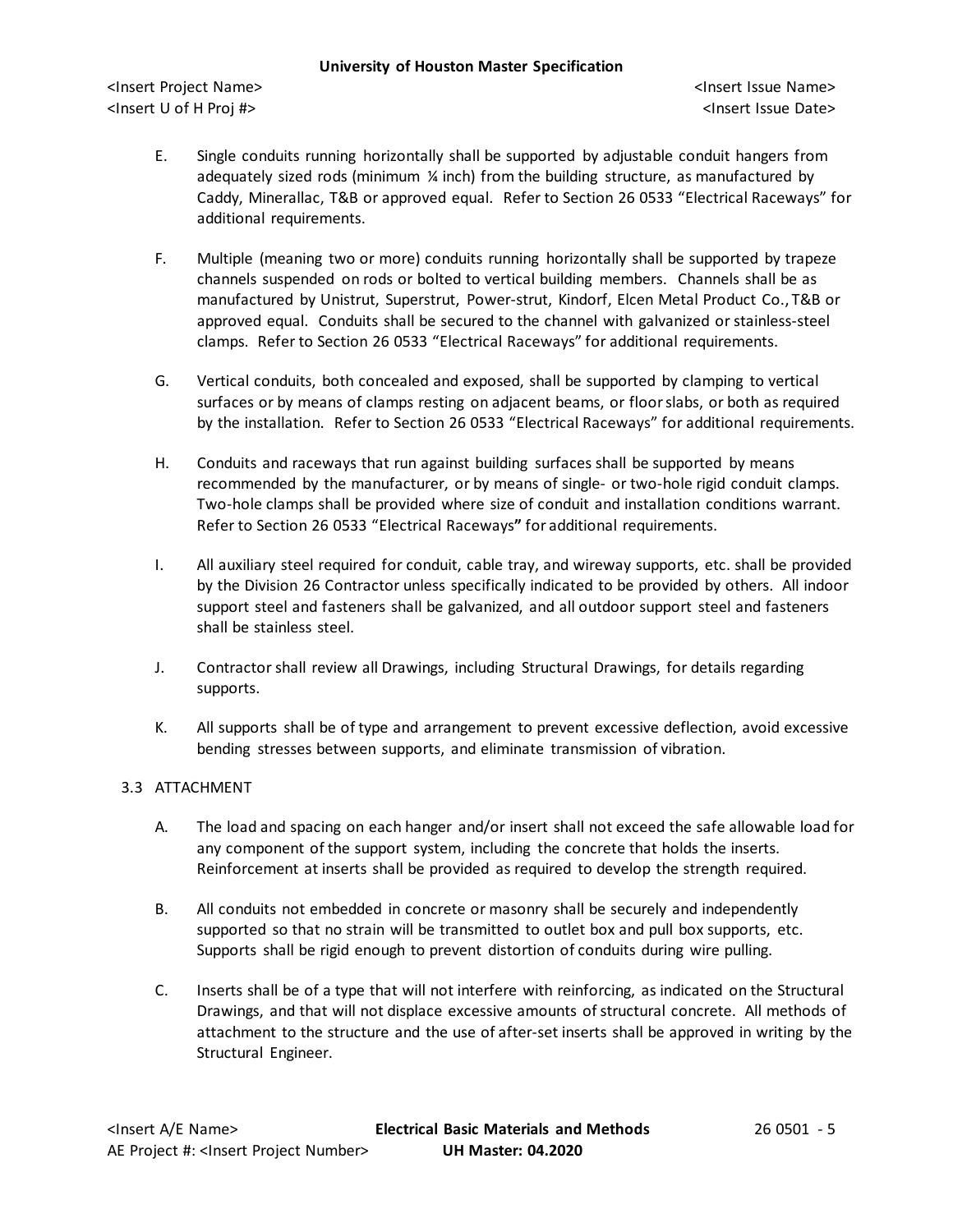E. Single conduits running horizontally shall be supported by adjustable conduit hangers from adequately sized rods (minimum ¼ inch) from the building structure, as manufactured by Caddy, Minerallac, T&B or approved equal. Refer to Section 26 0533 "Electrical Raceways" for additional requirements.

F. Multiple (meaning two or more) conduits running horizontally shall be supported by trapeze channels suspended on rods or bolted to vertical building members. Channels shall be as manufactured by Unistrut, Superstrut, Power-strut, Kindorf, Elcen Metal Product Co., T&B or approved equal. Conduits shall be secured to the channel with galvanized or stainless-steel clamps. Refer to Section 26 0533 "Electrical Raceways" for additional requirements.

G. Vertical conduits, both concealed and exposed, shall be supported by clamping to vertical surfaces or by means of clamps resting on adjacent beams, or floor slabs, or both as required by the installation. Refer to Section 26 0533 "Electrical Raceways" for additional requirements.

H. Conduits and raceways that run against building surfaces shall be supported by means recommended by the manufacturer, or by means of single- or two-hole rigid conduit clamps. Two-hole clamps shall be provided where size of conduit and installation conditions warrant. Refer to Section 26 0533 "Electrical Raceways**"** for additional requirements.

I. All auxiliary steel required for conduit, cable tray, and wireway supports, etc. shall be provided by the Division 26 Contractor unless specifically indicated to be provided by others. All indoor support steel and fasteners shall be galvanized, and all outdoor support steel and fasteners shall be stainless steel.

J. Contractor shall review all Drawings, including Structural Drawings, for details regarding supports.

K. All supports shall be of type and arrangement to prevent excessive deflection, avoid excessive bending stresses between supports, and eliminate transmission of vibration.

3.3 ATTACHMENT

A. The load and spacing on each hanger and/or insert shall not exceed the safe allowable load for any component of the support system, including the concrete that holds the inserts. Reinforcement at inserts shall be provided as required to develop the strength required.

B. All conduits not embedded in concrete or masonry shall be securely and independently supported so that no strain will be transmitted to outlet box and pull box supports, etc. Supports shall be rigid enough to prevent distortion of conduits during wire pulling.

C. Inserts shall be of a type that will not interfere with reinforcing, as indicated on the Structural Drawings, and that will not displace excessive amounts of structural concrete. All methods of attachment to the structure and the use of after-set inserts shall be approved in writing by the Structural Engineer.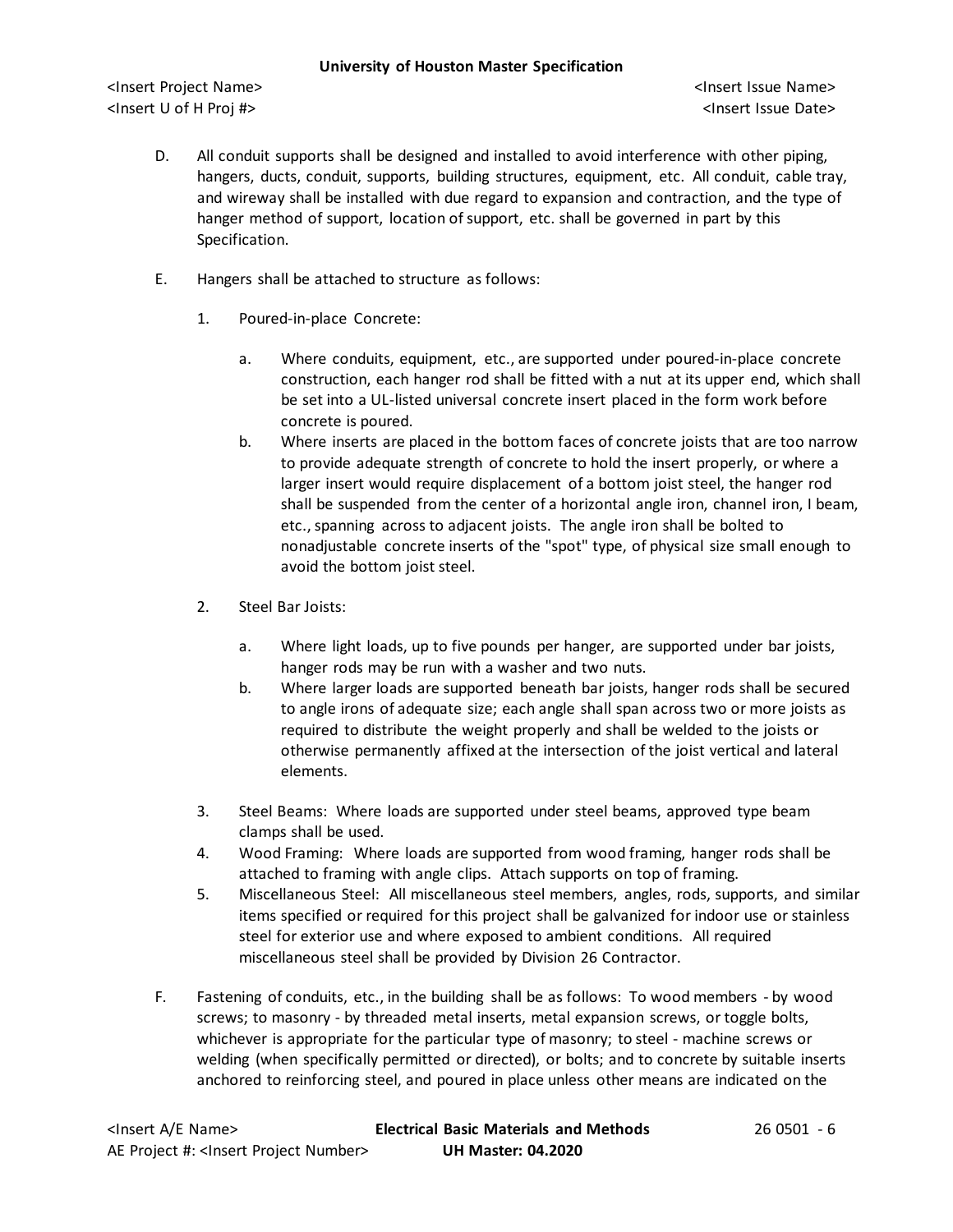D. All conduit supports shall be designed and installed to avoid interference with other piping, hangers, ducts, conduit, supports, building structures, equipment, etc. All conduit, cable tray, and wireway shall be installed with due regard to expansion and contraction, and the type of hanger method of support, location of support, etc. shall be governed in part by this Specification.

E. Hangers shall be attached to structure as follows:

1. Poured-in-place Concrete:

   a. Where conduits, equipment, etc., are supported under poured-in-place concrete construction, each hanger rod shall be fitted with a nut at its upper end, which shall be set into a UL-listed universal concrete insert placed in the form work before concrete is poured.

   b. Where inserts are placed in the bottom faces of concrete joists that are too narrow to provide adequate strength of concrete to hold the insert properly, or where a larger insert would require displacement of a bottom joist steel, the hanger rod shall be suspended from the center of a horizontal angle iron, channel iron, I beam, etc., spanning across to adjacent joists. The angle iron shall be bolted to nonadjustable concrete inserts of the "spot" type, of physical size small enough to avoid the bottom joist steel.

2. Steel Bar Joists:

   a. Where light loads, up to five pounds per hanger, are supported under bar joists, hanger rods may be run with a washer and two nuts.

   b. Where larger loads are supported beneath bar joists, hanger rods shall be secured to angle irons of adequate size; each angle shall span across two or more joists as required to distribute the weight properly and shall be welded to the joists or otherwise permanently affixed at the intersection of the joist vertical and lateral elements.

3. Steel Beams: Where loads are supported under steel beams, approved type beam clamps shall be used.

4. Wood Framing: Where loads are supported from wood framing, hanger rods shall be attached to framing with angle clips. Attach supports on top of framing.

5. Miscellaneous Steel: All miscellaneous steel members, angles, rods, supports, and similar items specified or required for this project shall be galvanized for indoor use or stainless steel for exterior use and where exposed to ambient conditions. All required miscellaneous steel shall be provided by Division 26 Contractor.

F. Fastening of conduits, etc., in the building shall be as follows: To wood members - by wood screws; to masonry - by threaded metal inserts, metal expansion screws, or toggle bolts, whichever is appropriate for the particular type of masonry; to steel - machine screws or welding (when specifically permitted or directed), or bolts; and to concrete by suitable inserts anchored to reinforcing steel, and poured in place unless other means are indicated on the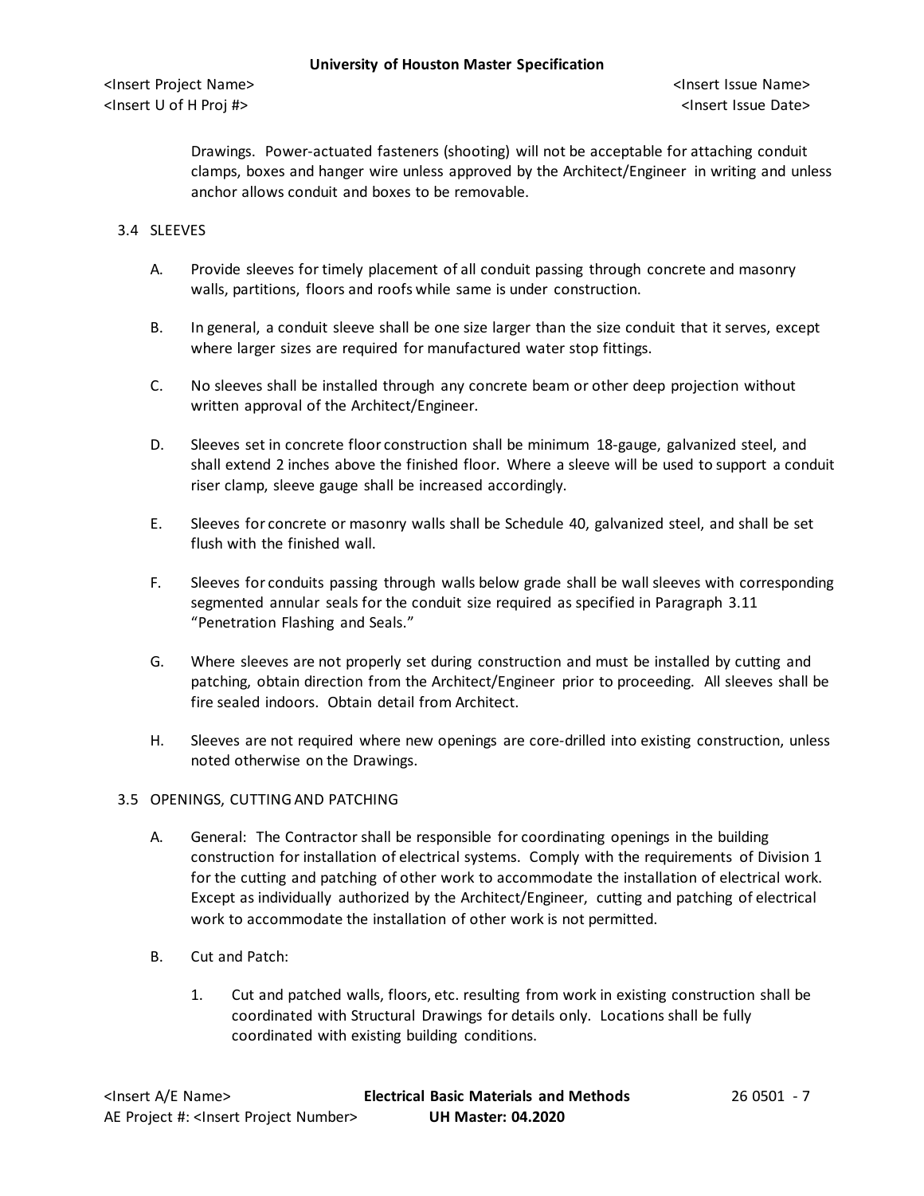Drawings. Power-actuated fasteners (shooting) will not be acceptable for attaching conduit clamps, boxes and hanger wire unless approved by the Architect/Engineer in writing and unless anchor allows conduit and boxes to be removable.

## 3.4 SLEEVES

A. Provide sleeves for timely placement of all conduit passing through concrete and masonry walls, partitions, floors and roofs while same is under construction.

B. In general, a conduit sleeve shall be one size larger than the size conduit that it serves, except where larger sizes are required for manufactured water stop fittings.

C. No sleeves shall be installed through any concrete beam or other deep projection without written approval of the Architect/Engineer.

D. Sleeves set in concrete floor construction shall be minimum 18-gauge, galvanized steel, and shall extend 2 inches above the finished floor. Where a sleeve will be used to support a conduit riser clamp, sleeve gauge shall be increased accordingly.

E. Sleeves for concrete or masonry walls shall be Schedule 40, galvanized steel, and shall be set flush with the finished wall.

F. Sleeves for conduits passing through walls below grade shall be wall sleeves with corresponding segmented annular seals for the conduit size required as specified in Paragraph 3.11 "Penetration Flashing and Seals."

G. Where sleeves are not properly set during construction and must be installed by cutting and patching, obtain direction from the Architect/Engineer prior to proceeding. All sleeves shall be fire sealed indoors. Obtain detail from Architect.

H. Sleeves are not required where new openings are core-drilled into existing construction, unless noted otherwise on the Drawings.

## 3.5 OPENINGS, CUTTING AND PATCHING

A. General: The Contractor shall be responsible for coordinating openings in the building construction for installation of electrical systems. Comply with the requirements of Division 1 for the cutting and patching of other work to accommodate the installation of electrical work. Except as individually authorized by the Architect/Engineer, cutting and patching of electrical work to accommodate the installation of other work is not permitted.

B. Cut and Patch:

1. Cut and patched walls, floors, etc. resulting from work in existing construction shall be coordinated with Structural Drawings for details only. Locations shall be fully coordinated with existing building conditions.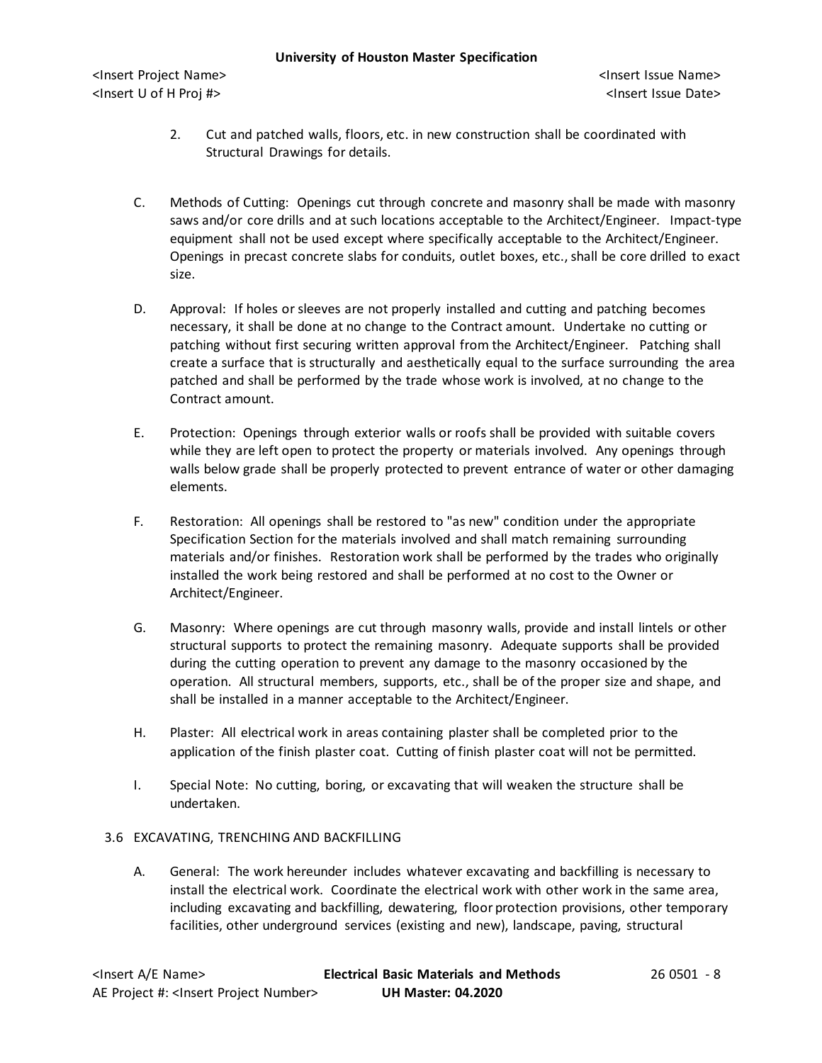2. Cut and patched walls, floors, etc. in new construction shall be coordinated with Structural Drawings for details.

C. Methods of Cutting: Openings cut through concrete and masonry shall be made with masonry saws and/or core drills and at such locations acceptable to the Architect/Engineer. Impact-type equipment shall not be used except where specifically acceptable to the Architect/Engineer. Openings in precast concrete slabs for conduits, outlet boxes, etc., shall be core drilled to exact size.

D. Approval: If holes or sleeves are not properly installed and cutting and patching becomes necessary, it shall be done at no change to the Contract amount. Undertake no cutting or patching without first securing written approval from the Architect/Engineer. Patching shall create a surface that is structurally and aesthetically equal to the surface surrounding the area patched and shall be performed by the trade whose work is involved, at no change to the Contract amount.

E. Protection: Openings through exterior walls or roofs shall be provided with suitable covers while they are left open to protect the property or materials involved. Any openings through walls below grade shall be properly protected to prevent entrance of water or other damaging elements.

F. Restoration: All openings shall be restored to "as new" condition under the appropriate Specification Section for the materials involved and shall match remaining surrounding materials and/or finishes. Restoration work shall be performed by the trades who originally installed the work being restored and shall be performed at no cost to the Owner or Architect/Engineer.

G. Masonry: Where openings are cut through masonry walls, provide and install lintels or other structural supports to protect the remaining masonry. Adequate supports shall be provided during the cutting operation to prevent any damage to the masonry occasioned by the operation. All structural members, supports, etc., shall be of the proper size and shape, and shall be installed in a manner acceptable to the Architect/Engineer.

H. Plaster: All electrical work in areas containing plaster shall be completed prior to the application of the finish plaster coat. Cutting of finish plaster coat will not be permitted.

I. Special Note: No cutting, boring, or excavating that will weaken the structure shall be undertaken.

## 3.6 EXCAVATING, TRENCHING AND BACKFILLING

A. General: The work hereunder includes whatever excavating and backfilling is necessary to install the electrical work. Coordinate the electrical work with other work in the same area, including excavating and backfilling, dewatering, floor protection provisions, other temporary facilities, other underground services (existing and new), landscape, paving, structural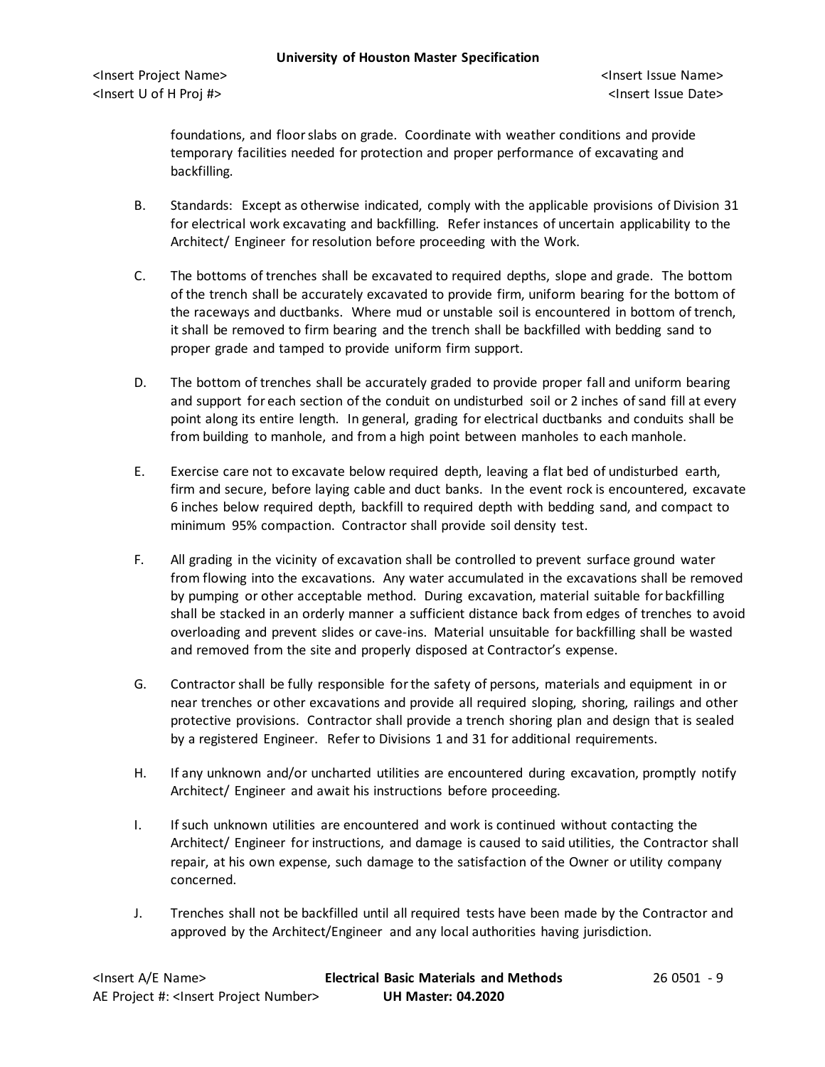foundations, and floor slabs on grade. Coordinate with weather conditions and provide temporary facilities needed for protection and proper performance of excavating and backfilling.

B. Standards: Except as otherwise indicated, comply with the applicable provisions of Division 31 for electrical work excavating and backfilling. Refer instances of uncertain applicability to the Architect/ Engineer for resolution before proceeding with the Work.

C. The bottoms of trenches shall be excavated to required depths, slope and grade. The bottom of the trench shall be accurately excavated to provide firm, uniform bearing for the bottom of the raceways and ductbanks. Where mud or unstable soil is encountered in bottom of trench, it shall be removed to firm bearing and the trench shall be backfilled with bedding sand to proper grade and tamped to provide uniform firm support.

D. The bottom of trenches shall be accurately graded to provide proper fall and uniform bearing and support for each section of the conduit on undisturbed soil or 2 inches of sand fill at every point along its entire length. In general, grading for electrical ductbanks and conduits shall be from building to manhole, and from a high point between manholes to each manhole.

E. Exercise care not to excavate below required depth, leaving a flat bed of undisturbed earth, firm and secure, before laying cable and duct banks. In the event rock is encountered, excavate 6 inches below required depth, backfill to required depth with bedding sand, and compact to minimum 95% compaction. Contractor shall provide soil density test.

F. All grading in the vicinity of excavation shall be controlled to prevent surface ground water from flowing into the excavations. Any water accumulated in the excavations shall be removed by pumping or other acceptable method. During excavation, material suitable for backfilling shall be stacked in an orderly manner a sufficient distance back from edges of trenches to avoid overloading and prevent slides or cave-ins. Material unsuitable for backfilling shall be wasted and removed from the site and properly disposed at Contractor's expense.

G. Contractor shall be fully responsible for the safety of persons, materials and equipment in or near trenches or other excavations and provide all required sloping, shoring, railings and other protective provisions. Contractor shall provide a trench shoring plan and design that is sealed by a registered Engineer. Refer to Divisions 1 and 31 for additional requirements.

H. If any unknown and/or uncharted utilities are encountered during excavation, promptly notify Architect/ Engineer and await his instructions before proceeding.

I. If such unknown utilities are encountered and work is continued without contacting the Architect/ Engineer for instructions, and damage is caused to said utilities, the Contractor shall repair, at his own expense, such damage to the satisfaction of the Owner or utility company concerned.

J. Trenches shall not be backfilled until all required tests have been made by the Contractor and approved by the Architect/Engineer and any local authorities having jurisdiction.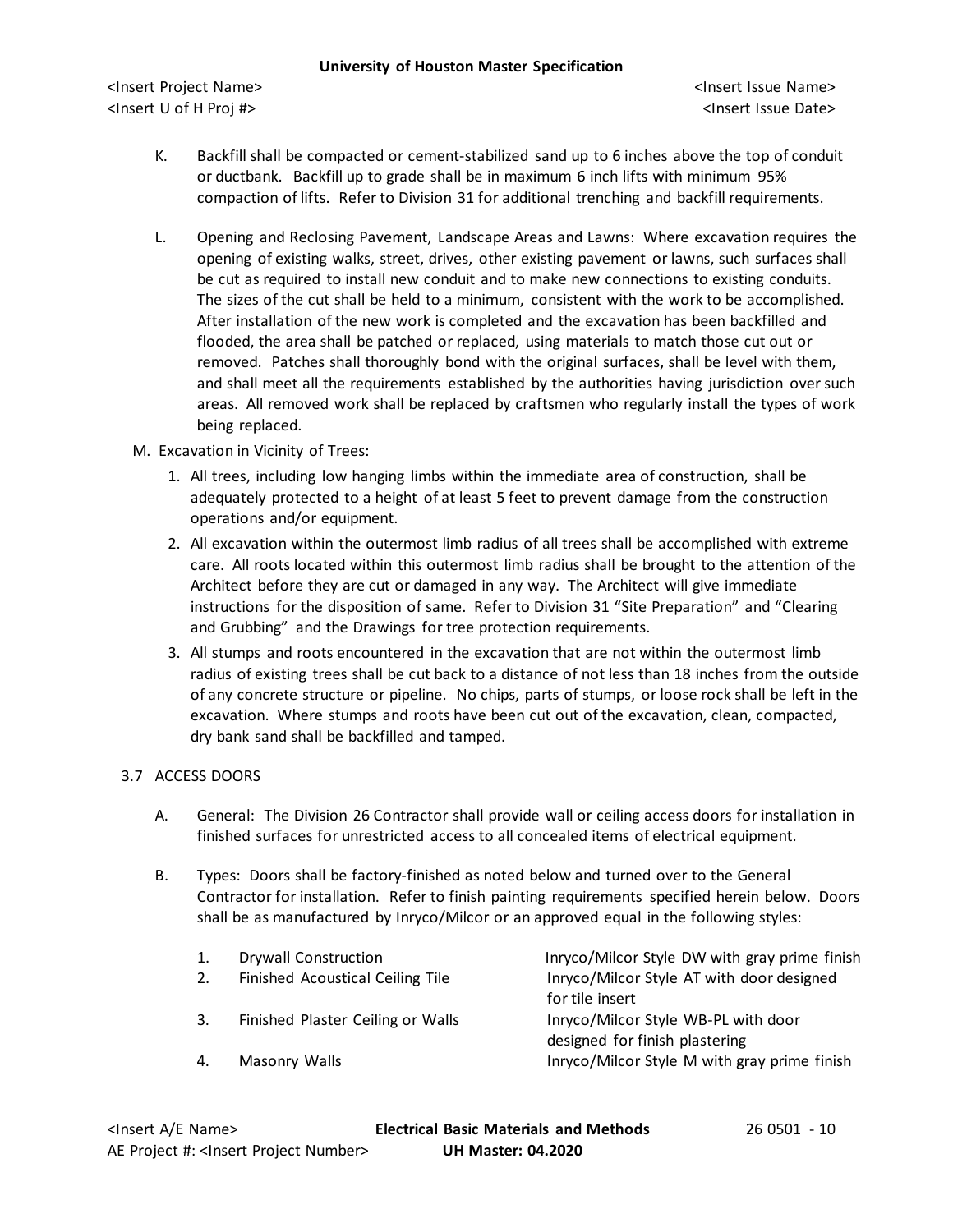K. Backfill shall be compacted or cement-stabilized sand up to 6 inches above the top of conduit or ductbank. Backfill up to grade shall be in maximum 6 inch lifts with minimum 95% compaction of lifts. Refer to Division 31 for additional trenching and backfill requirements.

L. Opening and Reclosing Pavement, Landscape Areas and Lawns: Where excavation requires the opening of existing walks, street, drives, other existing pavement or lawns, such surfaces shall be cut as required to install new conduit and to make new connections to existing conduits. The sizes of the cut shall be held to a minimum, consistent with the work to be accomplished. After installation of the new work is completed and the excavation has been backfilled and flooded, the area shall be patched or replaced, using materials to match those cut out or removed. Patches shall thoroughly bond with the original surfaces, shall be level with them, and shall meet all the requirements established by the authorities having jurisdiction over such areas. All removed work shall be replaced by craftsmen who regularly install the types of work being replaced.

M. Excavation in Vicinity of Trees:

1. All trees, including low hanging limbs within the immediate area of construction, shall be adequately protected to a height of at least 5 feet to prevent damage from the construction operations and/or equipment.
2. All excavation within the outermost limb radius of all trees shall be accomplished with extreme care. All roots located within this outermost limb radius shall be brought to the attention of the Architect before they are cut or damaged in any way. The Architect will give immediate instructions for the disposition of same. Refer to Division 31 "Site Preparation" and "Clearing and Grubbing" and the Drawings for tree protection requirements.
3. All stumps and roots encountered in the excavation that are not within the outermost limb radius of existing trees shall be cut back to a distance of not less than 18 inches from the outside of any concrete structure or pipeline. No chips, parts of stumps, or loose rock shall be left in the excavation. Where stumps and roots have been cut out of the excavation, clean, compacted, dry bank sand shall be backfilled and tamped.

## 3.7 ACCESS DOORS

A. General: The Division 26 Contractor shall provide wall or ceiling access doors for installation in finished surfaces for unrestricted access to all concealed items of electrical equipment.

B. Types: Doors shall be factory-finished as noted below and turned over to the General Contractor for installation. Refer to finish painting requirements specified herein below. Doors shall be as manufactured by Inryco/Milcor or an approved equal in the following styles:

| | | |
|---|---|---|
| 1. | Drywall Construction | Inryco/Milcor Style DW with gray prime finish |
| 2. | Finished Acoustical Ceiling Tile | Inryco/Milcor Style AT with door designed for tile insert |
| 3. | Finished Plaster Ceiling or Walls | Inryco/Milcor Style WB-PL with door designed for finish plastering |
| 4. | Masonry Walls | Inryco/Milcor Style M with gray prime finish |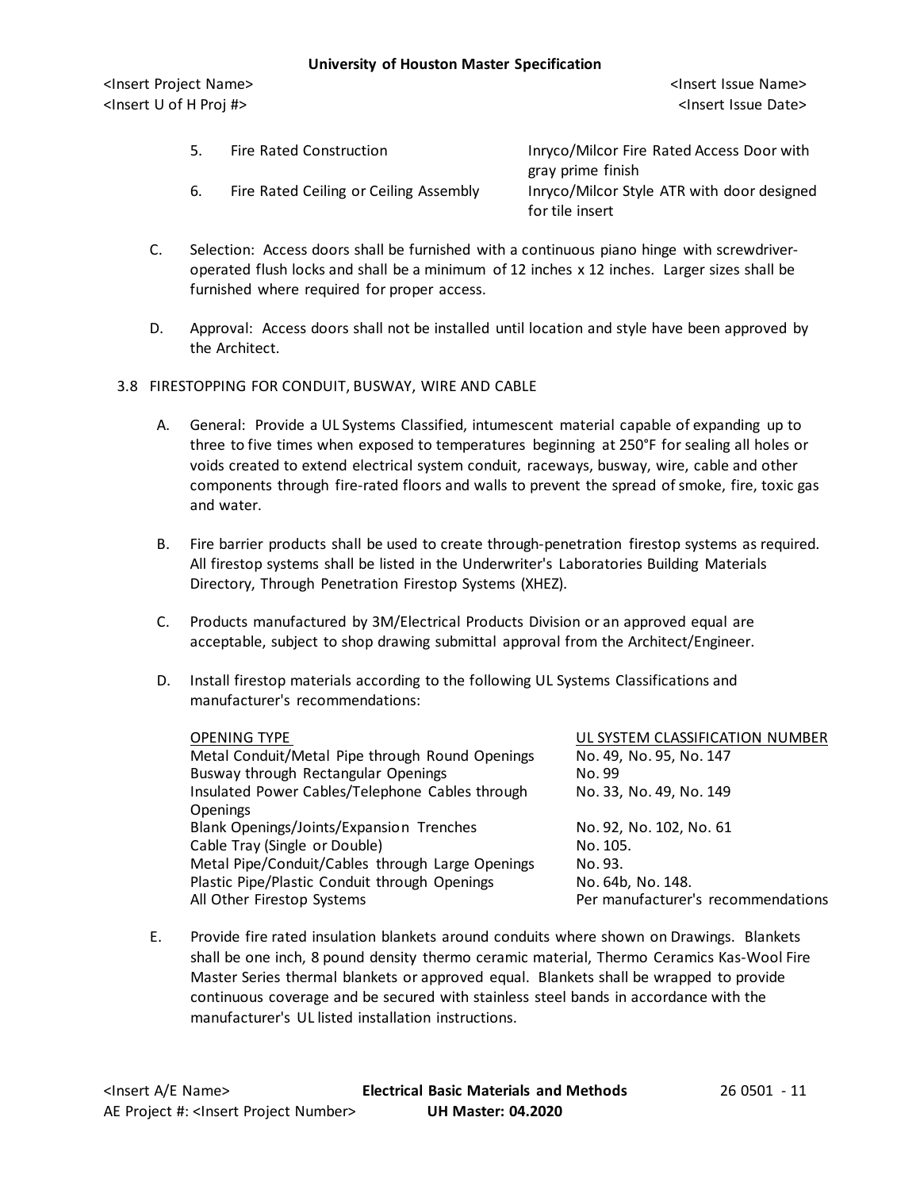5. Fire Rated Construction — Inryco/Milcor Fire Rated Access Door with gray prime finish
6. Fire Rated Ceiling or Ceiling Assembly — Inryco/Milcor Style ATR with door designed for tile insert

C. Selection: Access doors shall be furnished with a continuous piano hinge with screwdriver-operated flush locks and shall be a minimum of 12 inches x 12 inches. Larger sizes shall be furnished where required for proper access.

D. Approval: Access doors shall not be installed until location and style have been approved by the Architect.

## 3.8 FIRESTOPPING FOR CONDUIT, BUSWAY, WIRE AND CABLE

A. General: Provide a UL Systems Classified, intumescent material capable of expanding up to three to five times when exposed to temperatures beginning at 250°F for sealing all holes or voids created to extend electrical system conduit, raceways, busway, wire, cable and other components through fire-rated floors and walls to prevent the spread of smoke, fire, toxic gas and water.

B. Fire barrier products shall be used to create through-penetration firestop systems as required. All firestop systems shall be listed in the Underwriter's Laboratories Building Materials Directory, Through Penetration Firestop Systems (XHEZ).

C. Products manufactured by 3M/Electrical Products Division or an approved equal are acceptable, subject to shop drawing submittal approval from the Architect/Engineer.

D. Install firestop materials according to the following UL Systems Classifications and manufacturer's recommendations:

| OPENING TYPE | UL SYSTEM CLASSIFICATION NUMBER |
|---|---|
| Metal Conduit/Metal Pipe through Round Openings | No. 49, No. 95, No. 147 |
| Busway through Rectangular Openings | No. 99 |
| Insulated Power Cables/Telephone Cables through Openings | No. 33, No. 49, No. 149 |
| Blank Openings/Joints/Expansion Trenches | No. 92, No. 102, No. 61 |
| Cable Tray (Single or Double) | No. 105. |
| Metal Pipe/Conduit/Cables through Large Openings | No. 93. |
| Plastic Pipe/Plastic Conduit through Openings | No. 64b, No. 148. |
| All Other Firestop Systems | Per manufacturer's recommendations |

E. Provide fire rated insulation blankets around conduits where shown on Drawings. Blankets shall be one inch, 8 pound density thermo ceramic material, Thermo Ceramics Kas-Wool Fire Master Series thermal blankets or approved equal. Blankets shall be wrapped to provide continuous coverage and be secured with stainless steel bands in accordance with the manufacturer's UL listed installation instructions.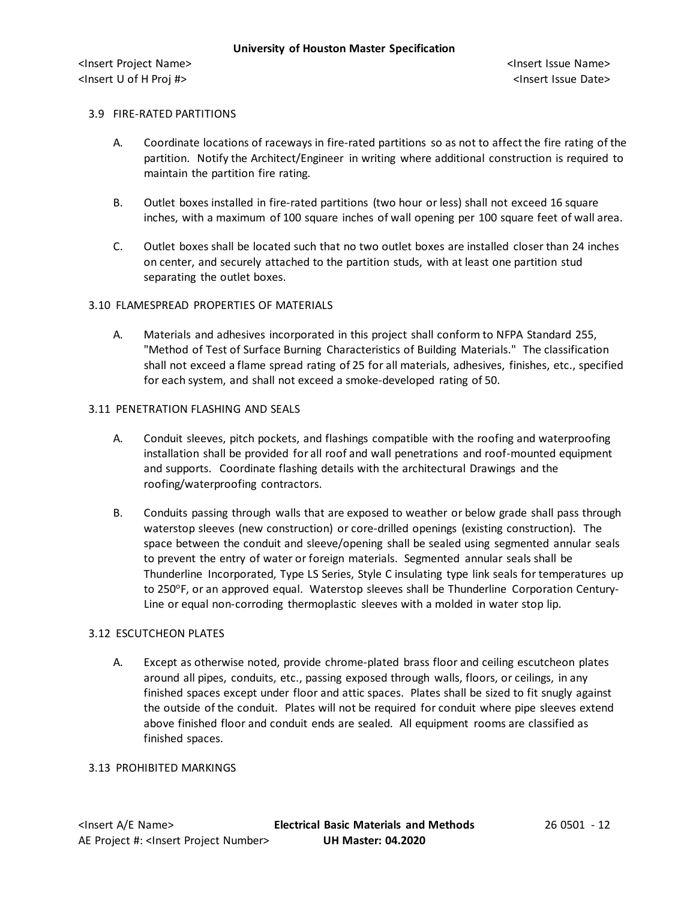### 3.9 FIRE-RATED PARTITIONS

A. Coordinate locations of raceways in fire-rated partitions so as not to affect the fire rating of the partition. Notify the Architect/Engineer in writing where additional construction is required to maintain the partition fire rating.

B. Outlet boxes installed in fire-rated partitions (two hour or less) shall not exceed 16 square inches, with a maximum of 100 square inches of wall opening per 100 square feet of wall area.

C. Outlet boxes shall be located such that no two outlet boxes are installed closer than 24 inches on center, and securely attached to the partition studs, with at least one partition stud separating the outlet boxes.

### 3.10 FLAMESPREAD PROPERTIES OF MATERIALS

A. Materials and adhesives incorporated in this project shall conform to NFPA Standard 255, "Method of Test of Surface Burning Characteristics of Building Materials." The classification shall not exceed a flame spread rating of 25 for all materials, adhesives, finishes, etc., specified for each system, and shall not exceed a smoke-developed rating of 50.

### 3.11 PENETRATION FLASHING AND SEALS

A. Conduit sleeves, pitch pockets, and flashings compatible with the roofing and waterproofing installation shall be provided for all roof and wall penetrations and roof-mounted equipment and supports. Coordinate flashing details with the architectural Drawings and the roofing/waterproofing contractors.

B. Conduits passing through walls that are exposed to weather or below grade shall pass through waterstop sleeves (new construction) or core-drilled openings (existing construction). The space between the conduit and sleeve/opening shall be sealed using segmented annular seals to prevent the entry of water or foreign materials. Segmented annular seals shall be Thunderline Incorporated, Type LS Series, Style C insulating type link seals for temperatures up to 250°F, or an approved equal. Waterstop sleeves shall be Thunderline Corporation Century-Line or equal non-corroding thermoplastic sleeves with a molded in water stop lip.

### 3.12 ESCUTCHEON PLATES

A. Except as otherwise noted, provide chrome-plated brass floor and ceiling escutcheon plates around all pipes, conduits, etc., passing exposed through walls, floors, or ceilings, in any finished spaces except under floor and attic spaces. Plates shall be sized to fit snugly against the outside of the conduit. Plates will not be required for conduit where pipe sleeves extend above finished floor and conduit ends are sealed. All equipment rooms are classified as finished spaces.

### 3.13 PROHIBITED MARKINGS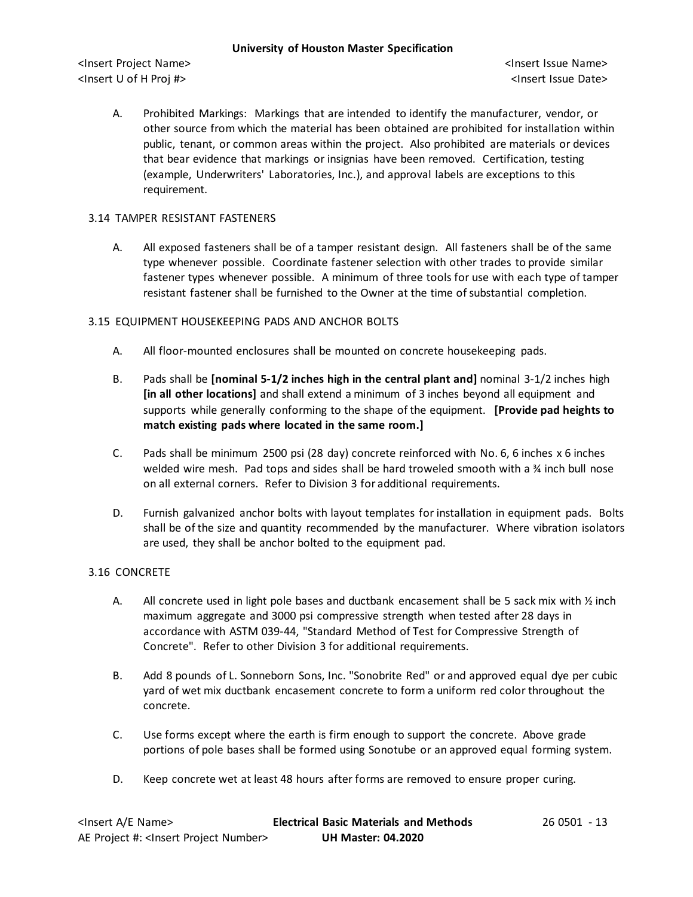A. Prohibited Markings: Markings that are intended to identify the manufacturer, vendor, or other source from which the material has been obtained are prohibited for installation within public, tenant, or common areas within the project. Also prohibited are materials or devices that bear evidence that markings or insignias have been removed. Certification, testing (example, Underwriters' Laboratories, Inc.), and approval labels are exceptions to this requirement.

### 3.14 TAMPER RESISTANT FASTENERS

A. All exposed fasteners shall be of a tamper resistant design. All fasteners shall be of the same type whenever possible. Coordinate fastener selection with other trades to provide similar fastener types whenever possible. A minimum of three tools for use with each type of tamper resistant fastener shall be furnished to the Owner at the time of substantial completion.

### 3.15 EQUIPMENT HOUSEKEEPING PADS AND ANCHOR BOLTS

A. All floor-mounted enclosures shall be mounted on concrete housekeeping pads.

B. Pads shall be **[nominal 5-1/2 inches high in the central plant and]** nominal 3-1/2 inches high **[in all other locations]** and shall extend a minimum of 3 inches beyond all equipment and supports while generally conforming to the shape of the equipment. **[Provide pad heights to match existing pads where located in the same room.]**

C. Pads shall be minimum 2500 psi (28 day) concrete reinforced with No. 6, 6 inches x 6 inches welded wire mesh. Pad tops and sides shall be hard troweled smooth with a ¾ inch bull nose on all external corners. Refer to Division 3 for additional requirements.

D. Furnish galvanized anchor bolts with layout templates for installation in equipment pads. Bolts shall be of the size and quantity recommended by the manufacturer. Where vibration isolators are used, they shall be anchor bolted to the equipment pad.

### 3.16 CONCRETE

A. All concrete used in light pole bases and ductbank encasement shall be 5 sack mix with ½ inch maximum aggregate and 3000 psi compressive strength when tested after 28 days in accordance with ASTM 039-44, "Standard Method of Test for Compressive Strength of Concrete". Refer to other Division 3 for additional requirements.

B. Add 8 pounds of L. Sonneborn Sons, Inc. "Sonobrite Red" or and approved equal dye per cubic yard of wet mix ductbank encasement concrete to form a uniform red color throughout the concrete.

C. Use forms except where the earth is firm enough to support the concrete. Above grade portions of pole bases shall be formed using Sonotube or an approved equal forming system.

D. Keep concrete wet at least 48 hours after forms are removed to ensure proper curing.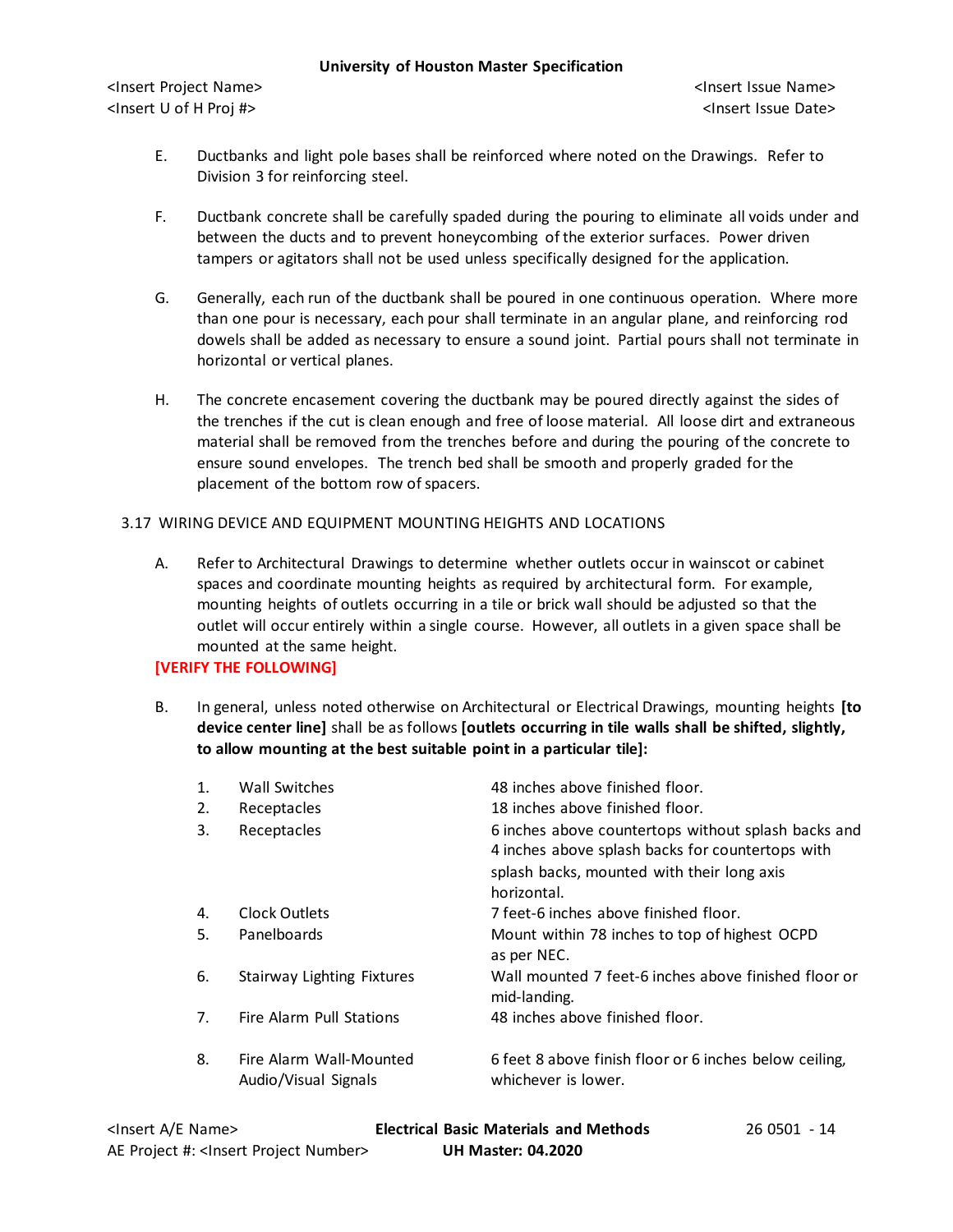E. Ductbanks and light pole bases shall be reinforced where noted on the Drawings. Refer to Division 3 for reinforcing steel.

F. Ductbank concrete shall be carefully spaded during the pouring to eliminate all voids under and between the ducts and to prevent honeycombing of the exterior surfaces. Power driven tampers or agitators shall not be used unless specifically designed for the application.

G. Generally, each run of the ductbank shall be poured in one continuous operation. Where more than one pour is necessary, each pour shall terminate in an angular plane, and reinforcing rod dowels shall be added as necessary to ensure a sound joint. Partial pours shall not terminate in horizontal or vertical planes.

H. The concrete encasement covering the ductbank may be poured directly against the sides of the trenches if the cut is clean enough and free of loose material. All loose dirt and extraneous material shall be removed from the trenches before and during the pouring of the concrete to ensure sound envelopes. The trench bed shall be smooth and properly graded for the placement of the bottom row of spacers.

## 3.17 WIRING DEVICE AND EQUIPMENT MOUNTING HEIGHTS AND LOCATIONS

A. Refer to Architectural Drawings to determine whether outlets occur in wainscot or cabinet spaces and coordinate mounting heights as required by architectural form. For example, mounting heights of outlets occurring in a tile or brick wall should be adjusted so that the outlet will occur entirely within a single course. However, all outlets in a given space shall be mounted at the same height.

**[VERIFY THE FOLLOWING]**

B. In general, unless noted otherwise on Architectural or Electrical Drawings, mounting heights **[to device center line]** shall be as follows **[outlets occurring in tile walls shall be shifted, slightly, to allow mounting at the best suitable point in a particular tile]:**

| | | |
|---|---|---|
| 1. | Wall Switches | 48 inches above finished floor. |
| 2. | Receptacles | 18 inches above finished floor. |
| 3. | Receptacles | 6 inches above countertops without splash backs and 4 inches above splash backs for countertops with splash backs, mounted with their long axis horizontal. |
| 4. | Clock Outlets | 7 feet-6 inches above finished floor. |
| 5. | Panelboards | Mount within 78 inches to top of highest OCPD as per NEC. |
| 6. | Stairway Lighting Fixtures | Wall mounted 7 feet-6 inches above finished floor or mid-landing. |
| 7. | Fire Alarm Pull Stations | 48 inches above finished floor. |
| 8. | Fire Alarm Wall-Mounted Audio/Visual Signals | 6 feet 8 above finish floor or 6 inches below ceiling, whichever is lower. |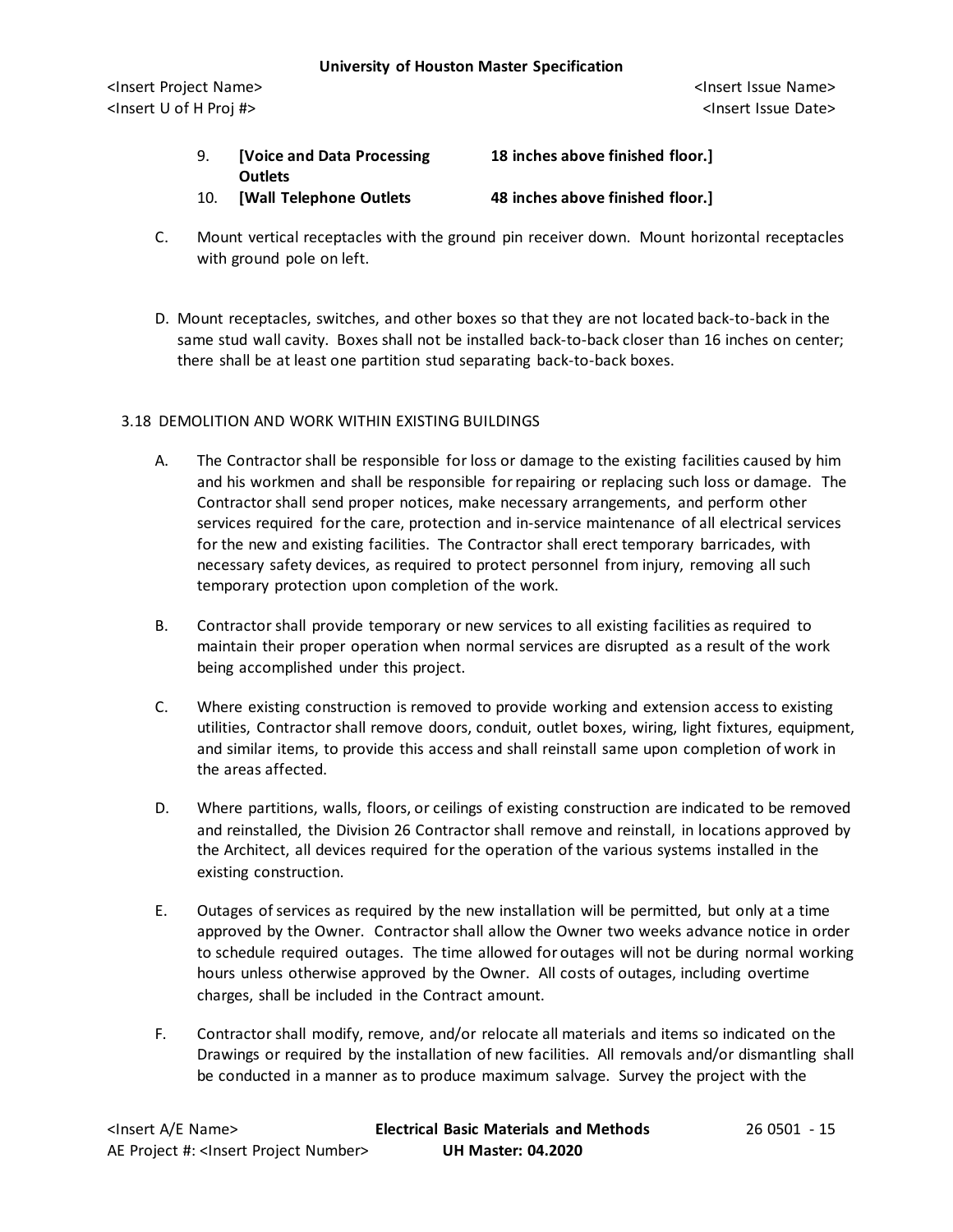9. **[Voice and Data Processing Outlets** **18 inches above finished floor.]**
10. **[Wall Telephone Outlets** **48 inches above finished floor.]**

C. Mount vertical receptacles with the ground pin receiver down. Mount horizontal receptacles with ground pole on left.

D. Mount receptacles, switches, and other boxes so that they are not located back-to-back in the same stud wall cavity. Boxes shall not be installed back-to-back closer than 16 inches on center; there shall be at least one partition stud separating back-to-back boxes.

## 3.18 DEMOLITION AND WORK WITHIN EXISTING BUILDINGS

A. The Contractor shall be responsible for loss or damage to the existing facilities caused by him and his workmen and shall be responsible for repairing or replacing such loss or damage. The Contractor shall send proper notices, make necessary arrangements, and perform other services required for the care, protection and in-service maintenance of all electrical services for the new and existing facilities. The Contractor shall erect temporary barricades, with necessary safety devices, as required to protect personnel from injury, removing all such temporary protection upon completion of the work.

B. Contractor shall provide temporary or new services to all existing facilities as required to maintain their proper operation when normal services are disrupted as a result of the work being accomplished under this project.

C. Where existing construction is removed to provide working and extension access to existing utilities, Contractor shall remove doors, conduit, outlet boxes, wiring, light fixtures, equipment, and similar items, to provide this access and shall reinstall same upon completion of work in the areas affected.

D. Where partitions, walls, floors, or ceilings of existing construction are indicated to be removed and reinstalled, the Division 26 Contractor shall remove and reinstall, in locations approved by the Architect, all devices required for the operation of the various systems installed in the existing construction.

E. Outages of services as required by the new installation will be permitted, but only at a time approved by the Owner. Contractor shall allow the Owner two weeks advance notice in order to schedule required outages. The time allowed for outages will not be during normal working hours unless otherwise approved by the Owner. All costs of outages, including overtime charges, shall be included in the Contract amount.

F. Contractor shall modify, remove, and/or relocate all materials and items so indicated on the Drawings or required by the installation of new facilities. All removals and/or dismantling shall be conducted in a manner as to produce maximum salvage. Survey the project with the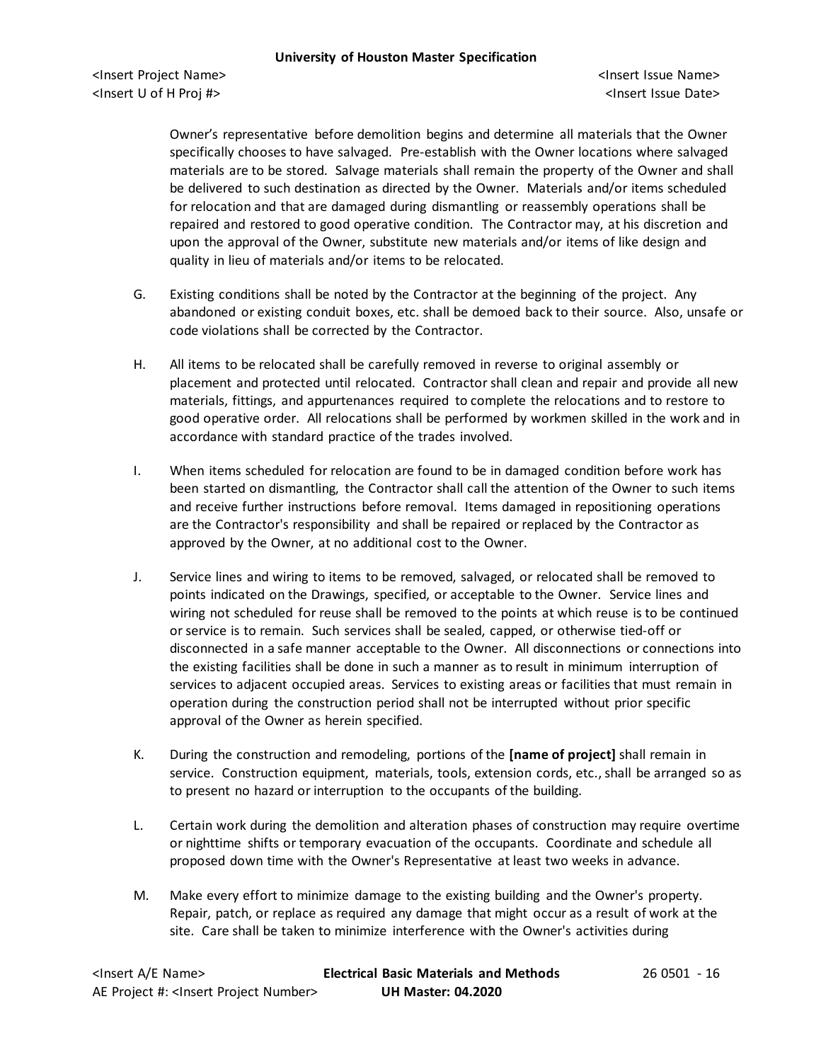Owner's representative before demolition begins and determine all materials that the Owner specifically chooses to have salvaged. Pre-establish with the Owner locations where salvaged materials are to be stored. Salvage materials shall remain the property of the Owner and shall be delivered to such destination as directed by the Owner. Materials and/or items scheduled for relocation and that are damaged during dismantling or reassembly operations shall be repaired and restored to good operative condition. The Contractor may, at his discretion and upon the approval of the Owner, substitute new materials and/or items of like design and quality in lieu of materials and/or items to be relocated.

G. Existing conditions shall be noted by the Contractor at the beginning of the project. Any abandoned or existing conduit boxes, etc. shall be demoed back to their source. Also, unsafe or code violations shall be corrected by the Contractor.

H. All items to be relocated shall be carefully removed in reverse to original assembly or placement and protected until relocated. Contractor shall clean and repair and provide all new materials, fittings, and appurtenances required to complete the relocations and to restore to good operative order. All relocations shall be performed by workmen skilled in the work and in accordance with standard practice of the trades involved.

I. When items scheduled for relocation are found to be in damaged condition before work has been started on dismantling, the Contractor shall call the attention of the Owner to such items and receive further instructions before removal. Items damaged in repositioning operations are the Contractor's responsibility and shall be repaired or replaced by the Contractor as approved by the Owner, at no additional cost to the Owner.

J. Service lines and wiring to items to be removed, salvaged, or relocated shall be removed to points indicated on the Drawings, specified, or acceptable to the Owner. Service lines and wiring not scheduled for reuse shall be removed to the points at which reuse is to be continued or service is to remain. Such services shall be sealed, capped, or otherwise tied-off or disconnected in a safe manner acceptable to the Owner. All disconnections or connections into the existing facilities shall be done in such a manner as to result in minimum interruption of services to adjacent occupied areas. Services to existing areas or facilities that must remain in operation during the construction period shall not be interrupted without prior specific approval of the Owner as herein specified.

K. During the construction and remodeling, portions of the **[name of project]** shall remain in service. Construction equipment, materials, tools, extension cords, etc., shall be arranged so as to present no hazard or interruption to the occupants of the building.

L. Certain work during the demolition and alteration phases of construction may require overtime or nighttime shifts or temporary evacuation of the occupants. Coordinate and schedule all proposed down time with the Owner's Representative at least two weeks in advance.

M. Make every effort to minimize damage to the existing building and the Owner's property. Repair, patch, or replace as required any damage that might occur as a result of work at the site. Care shall be taken to minimize interference with the Owner's activities during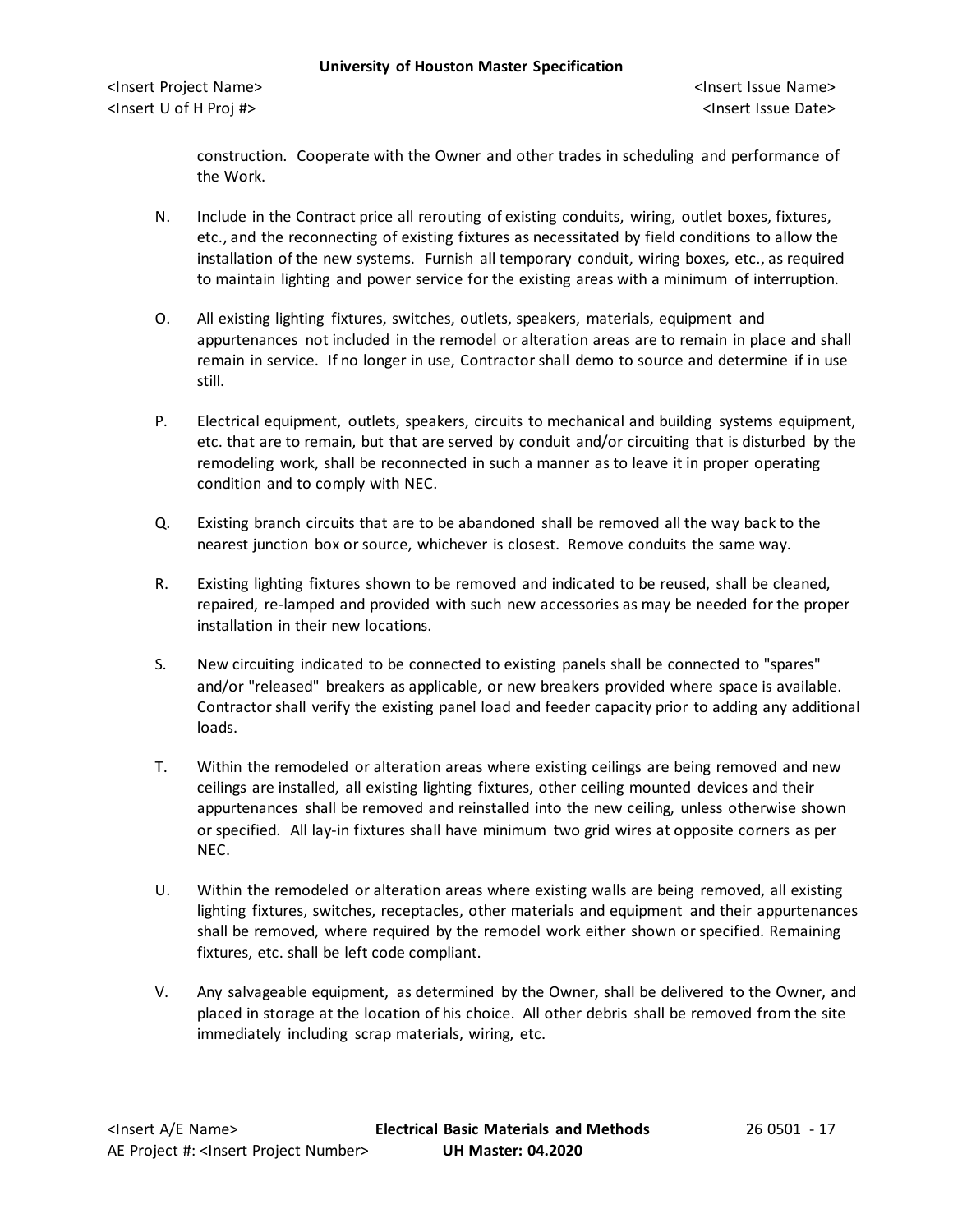construction. Cooperate with the Owner and other trades in scheduling and performance of the Work.

N. Include in the Contract price all rerouting of existing conduits, wiring, outlet boxes, fixtures, etc., and the reconnecting of existing fixtures as necessitated by field conditions to allow the installation of the new systems. Furnish all temporary conduit, wiring boxes, etc., as required to maintain lighting and power service for the existing areas with a minimum of interruption.

O. All existing lighting fixtures, switches, outlets, speakers, materials, equipment and appurtenances not included in the remodel or alteration areas are to remain in place and shall remain in service. If no longer in use, Contractor shall demo to source and determine if in use still.

P. Electrical equipment, outlets, speakers, circuits to mechanical and building systems equipment, etc. that are to remain, but that are served by conduit and/or circuiting that is disturbed by the remodeling work, shall be reconnected in such a manner as to leave it in proper operating condition and to comply with NEC.

Q. Existing branch circuits that are to be abandoned shall be removed all the way back to the nearest junction box or source, whichever is closest. Remove conduits the same way.

R. Existing lighting fixtures shown to be removed and indicated to be reused, shall be cleaned, repaired, re-lamped and provided with such new accessories as may be needed for the proper installation in their new locations.

S. New circuiting indicated to be connected to existing panels shall be connected to "spares" and/or "released" breakers as applicable, or new breakers provided where space is available. Contractor shall verify the existing panel load and feeder capacity prior to adding any additional loads.

T. Within the remodeled or alteration areas where existing ceilings are being removed and new ceilings are installed, all existing lighting fixtures, other ceiling mounted devices and their appurtenances shall be removed and reinstalled into the new ceiling, unless otherwise shown or specified. All lay-in fixtures shall have minimum two grid wires at opposite corners as per NEC.

U. Within the remodeled or alteration areas where existing walls are being removed, all existing lighting fixtures, switches, receptacles, other materials and equipment and their appurtenances shall be removed, where required by the remodel work either shown or specified. Remaining fixtures, etc. shall be left code compliant.

V. Any salvageable equipment, as determined by the Owner, shall be delivered to the Owner, and placed in storage at the location of his choice. All other debris shall be removed from the site immediately including scrap materials, wiring, etc.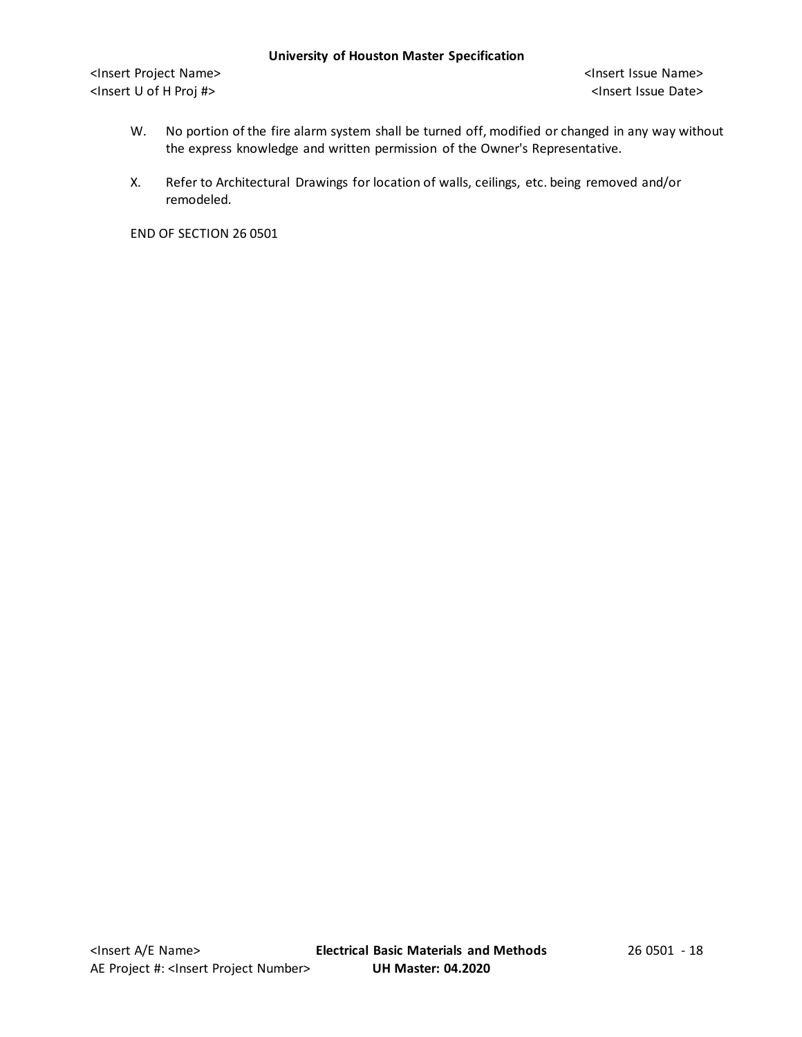W. No portion of the fire alarm system shall be turned off, modified or changed in any way without the express knowledge and written permission of the Owner's Representative.

X. Refer to Architectural Drawings for location of walls, ceilings, etc. being removed and/or remodeled.

END OF SECTION 26 0501